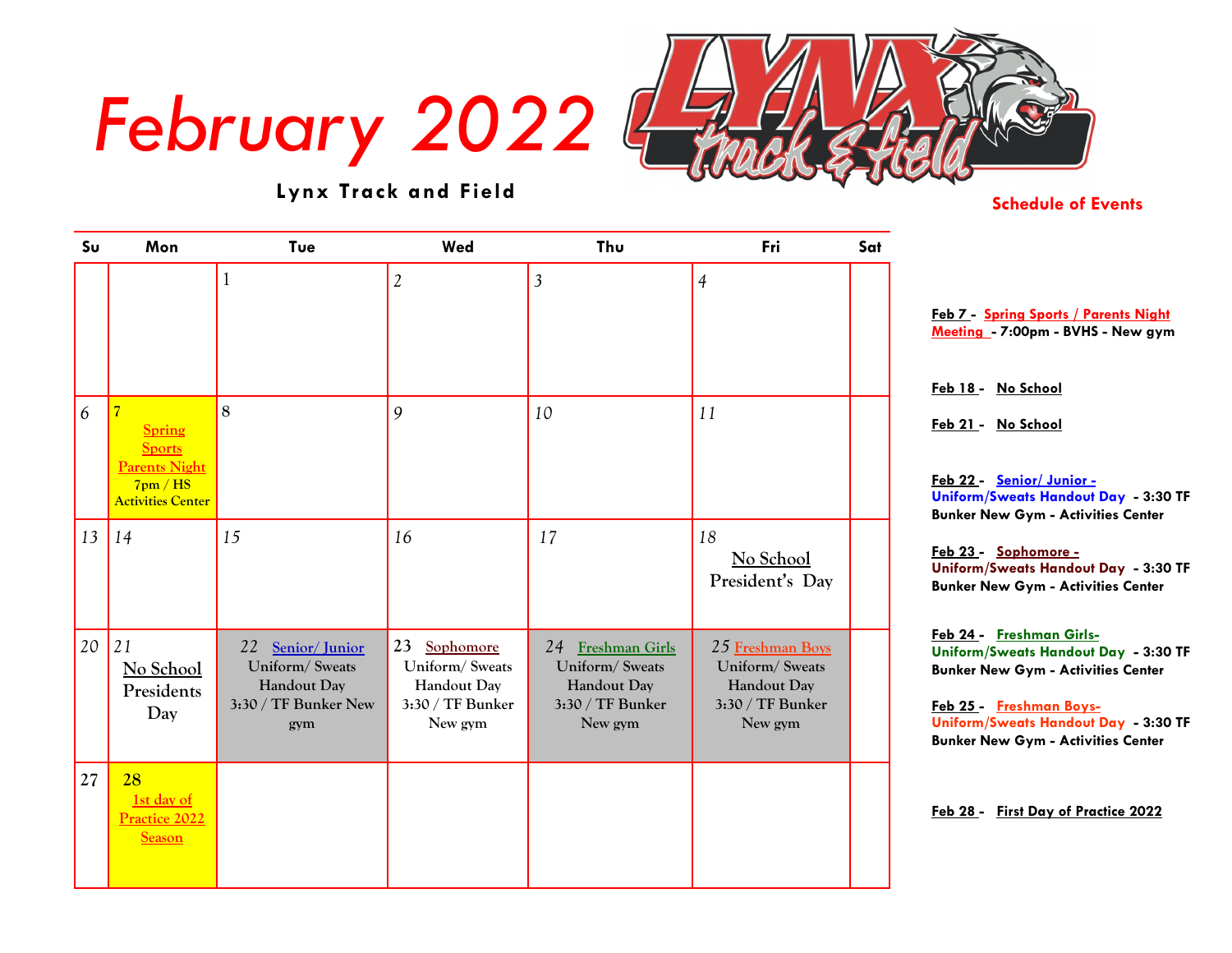# February 2022

**Lynx Track and Field**

| Su | Mon | Tue | Wed | Thu | Fri | Sat |
|---|---|---|---|---|---|---|
| | | 1 | 2 | 3 | 4 | |
| 6 | 7 **Spring Sports Parents Night** 7pm / HS Activities Center | 8 | 9 | 10 | 11 | |
| 13 | 14 | 15 | 16 | 17 | 18 No School President's Day | |
| 20 | 21 No School Presidents Day | 22 Senior/ Junior Uniform/ Sweats Handout Day 3:30 / TF Bunker New gym | 23 Sophomore Uniform/ Sweats Handout Day 3:30 / TF Bunker New gym | 24 Freshman Girls Uniform/ Sweats Handout Day 3:30 / TF Bunker New gym | 25 Freshman Boys Uniform/ Sweats Handout Day 3:30 / TF Bunker New gym | |
| 27 | 28 **1st day of Practice 2022 Season** | | | | | |

## Schedule of Events

**Feb 7 - Spring Sports / Parents Night Meeting - 7:00pm - BVHS - New gym**

**Feb 18 - No School**

**Feb 21 - No School**

**Feb 22 - Senior/ Junior - Uniform/Sweats Handout Day - 3:30 TF Bunker New Gym - Activities Center**

**Feb 23 - Sophomore - Uniform/Sweats Handout Day - 3:30 TF Bunker New Gym - Activities Center**

**Feb 24 - Freshman Girls- Uniform/Sweats Handout Day - 3:30 TF Bunker New Gym - Activities Center**

**Feb 25 - Freshman Boys- Uniform/Sweats Handout Day - 3:30 TF Bunker New Gym - Activities Center**

**Feb 28 - First Day of Practice 2022**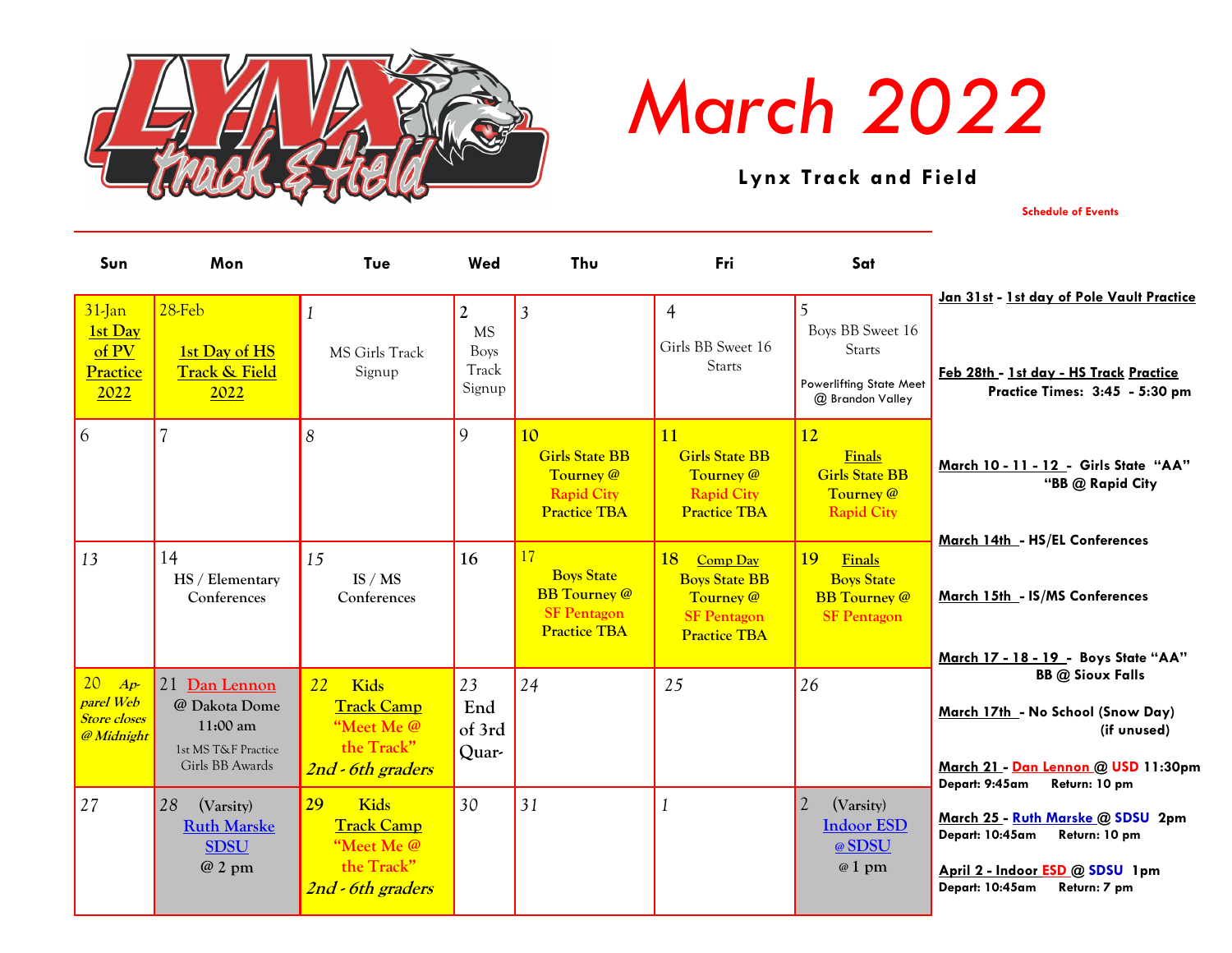# March 2022

**Lynx Track and Field**

Schedule of Events

| Sun | Mon | Tue | Wed | Thu | Fri | Sat |
|---|---|---|---|---|---|---|
| 31-Jan **1st Day of PV Practice 2022** | 28-Feb **1st Day of HS Track & Field 2022** | 1 MS Girls Track Signup | 2 MS Boys Track Signup | 3 | 4 Girls BB Sweet 16 Starts | 5 Boys BB Sweet 16 Starts Powerlifting State Meet @ Brandon Valley |
| 6 | 7 | 8 | 9 | 10 Girls State BB Tourney @ Rapid City Practice TBA | 11 Girls State BB Tourney @ Rapid City Practice TBA | 12 Finals Girls State BB Tourney @ Rapid City |
| 13 | 14 HS / Elementary Conferences | 15 IS / MS Conferences | 16 | 17 Boys State BB Tourney @ SF Pentagon Practice TBA | 18 Comp Day Boys State BB Tourney @ SF Pentagon Practice TBA | 19 Finals Boys State BB Tourney @ SF Pentagon |
| 20 *Apparel Web Store closes @ Midnight* | 21 Dan Lennon @ Dakota Dome 11:00 am 1st MS T&F Practice Girls BB Awards | 22 Kids Track Camp "Meet Me @ the Track" *2nd - 6th graders* | 23 End of 3rd Quar- | 24 | 25 | 26 |
| 27 | 28 (Varsity) Ruth Marske SDSU @ 2 pm | 29 Kids Track Camp "Meet Me @ the Track" *2nd - 6th graders* | 30 | 31 | 1 | 2 (Varsity) Indoor ESD @ SDSU @ 1 pm |

**Jan 31st - 1st day of Pole Vault Practice**

**Feb 28th - 1st day - HS Track Practice**
**Practice Times: 3:45 - 5:30 pm**

**March 10 - 11 - 12 - Girls State "AA" "BB @ Rapid City**

**March 14th - HS/EL Conferences**

**March 15th - IS/MS Conferences**

**March 17 - 18 - 19 - Boys State "AA" BB @ Sioux Falls**

**March 17th - No School (Snow Day) (if unused)**

**March 21 - Dan Lennon @ USD 11:30pm**
**Depart: 9:45am Return: 10 pm**

**March 25 - Ruth Marske @ SDSU 2pm**
**Depart: 10:45am Return: 10 pm**

**April 2 - Indoor ESD @ SDSU 1pm**
**Depart: 10:45am Return: 7 pm**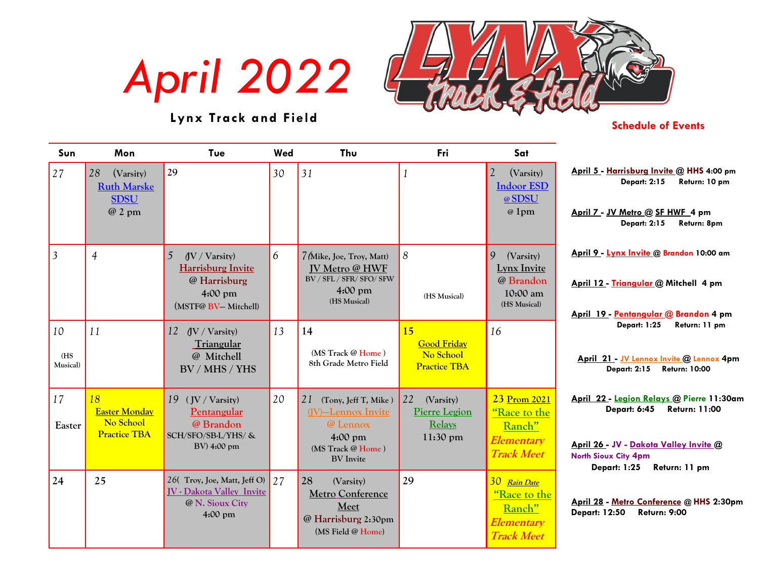# April 2022

**Lynx Track and Field**

| Sun | Mon | Tue | Wed | Thu | Fri | Sat |
|---|---|---|---|---|---|---|
| 27 | 28 (Varsity) Ruth Marske SDSU @ 2 pm | 29 | 30 | 31 | 1 | 2 (Varsity) Indoor ESD @ SDSU @ 1pm |
| 3 | 4 | 5 (JV / Varsity) Harrisburg Invite @ Harrisburg 4:00 pm (MSTF@ BV– Mitchell) | 6 | 7 (Mike, Joe, Troy, Matt) JV Metro @ HWF BV / SFL / SFR/ SFO/ SFW 4:00 pm (HS Musical) | 8 (HS Musical) | 9 (Varsity) Lynx Invite @ Brandon 10:00 am (HS Musical) |
| 10 (HS Musical) | 11 | 12 (JV / Varsity) Triangular @ Mitchell BV / MHS / YHS | 13 | 14 (MS Track @ Home ) 8th Grade Metro Field | 15 Good Friday No School Practice TBA | 16 |
| 17 Easter | 18 Easter Monday No School Practice TBA | 19 ( JV / Varsity) Pentangular @ Brandon SCH/SFO/SB-L/YHS/ & BV) 4:00 pm | 20 | 21 (Tony, Jeff T, Mike ) (JV)—Lennox Invite @ Lennox 4:00 pm (MS Track @ Home ) BV Invite | 22 (Varsity) Pierre Legion Relays 11:30 pm | 23 Prom 2021 "Race to the Ranch" *Elementary Track Meet* |
| 24 | 25 | 26( Troy, Joe, Matt, Jeff O) JV - Dakota Valley Invite @ N. Sioux City 4:00 pm | 27 | 28 (Varsity) Metro Conference Meet @ Harrisburg 2:30pm (MS Field @ Home) | 29 | 30 *Rain Date* "Race to the Ranch" *Elementary Track Meet* |

## Schedule of Events

**April 5 - Harrisburg Invite @ HHS 4:00 pm**
Depart: 2:15 Return: 10 pm

**April 7 - JV Metro @ SF HWF 4 pm**
Depart: 2:15 Return: 8pm

**April 9 - Lynx Invite @ Brandon 10:00 am**

**April 12 - Triangular @ Mitchell 4 pm**

**April 19 - Pentangular @ Brandon 4 pm**
Depart: 1:25 Return: 11 pm

**April 21 - JV Lennox Invite @ Lennox 4pm**
Depart: 2:15 Return: 10:00

**April 22 - Legion Relays @ Pierre 11:30am**
Depart: 6:45 Return: 11:00

**April 26 - JV - Dakota Valley Invite @ North Sioux City 4pm**
Depart: 1:25 Return: 11 pm

**April 28 - Metro Conference @ HHS 2:30pm**
Depart: 12:50 Return: 9:00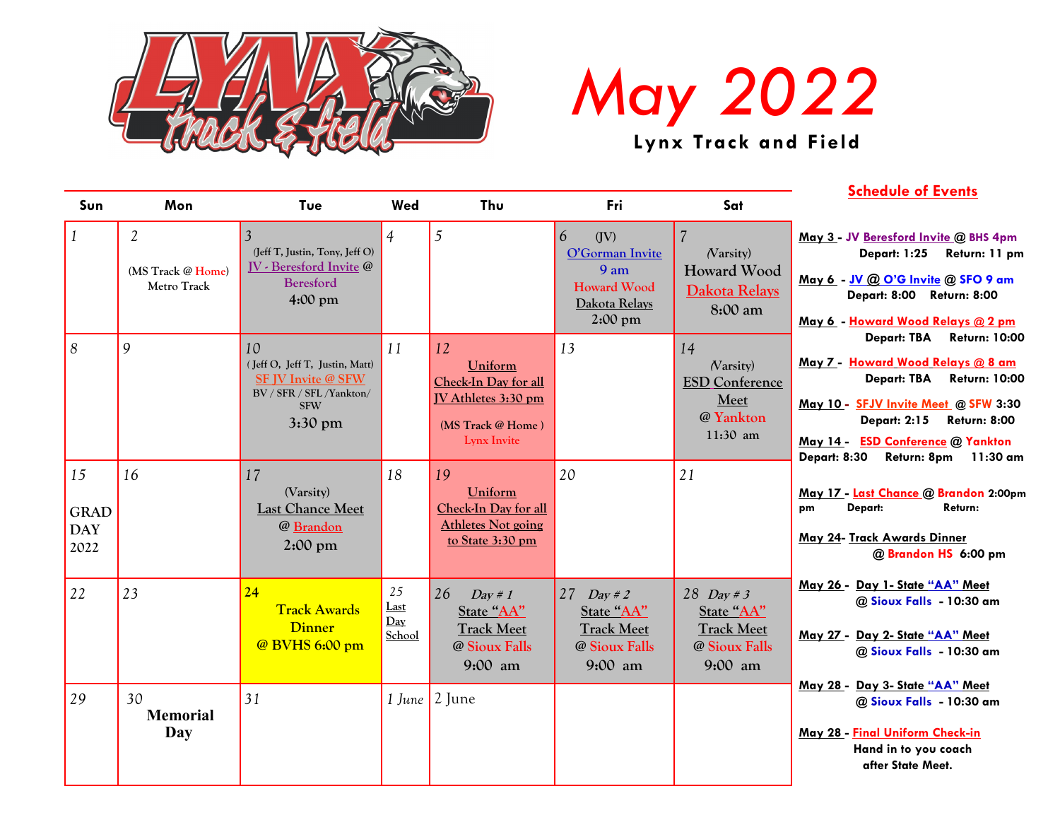# May 2022

**Lynx Track and Field**

| Sun | Mon | Tue | Wed | Thu | Fri | Sat |
| --- | --- | --- | --- | --- | --- | --- |
| 1 | 2 (MS Track @ Home) Metro Track | 3 (Jeff T, Justin, Tony, Jeff O) JV - Beresford Invite @ Beresford 4:00 pm | 4 | 5 | 6 (JV) O'Gorman Invite 9 am Howard Wood Dakota Relays 2:00 pm | 7 (Varsity) Howard Wood Dakota Relays 8:00 am |
| 8 | 9 | 10 ( Jeff O, Jeff T, Justin, Matt) SF JV Invite @ SFW BV / SFR / SFL /Yankton/ SFW 3:30 pm | 11 | 12 Uniform Check-In Day for all JV Athletes 3:30 pm (MS Track @ Home ) Lynx Invite | 13 | 14 (Varsity) ESD Conference Meet @ Yankton 11:30 am |
| 15 GRAD DAY 2022 | 16 | 17 (Varsity) Last Chance Meet @ Brandon 2:00 pm | 18 | 19 Uniform Check-In Day for all Athletes Not going to State 3:30 pm | 20 | 21 |
| 22 | 23 | 24 Track Awards Dinner @ BVHS 6:00 pm | 25 Last Day School | 26 *Day # 1* State "AA" Track Meet @ Sioux Falls 9:00 am | 27 *Day # 2* State "AA" Track Meet @ Sioux Falls 9:00 am | 28 *Day # 3* State "AA" Track Meet @ Sioux Falls 9:00 am |
| 29 | 30 **Memorial Day** | 31 | 1 June | 2 June | | |

## Schedule of Events

**May 3 - JV Beresford Invite @ BHS 4pm**
**Depart: 1:25 Return: 11 pm**

**May 6 - JV @ O'G Invite @ SFO 9 am**
**Depart: 8:00 Return: 8:00**

**May 6 - Howard Wood Relays @ 2 pm**
**Depart: TBA Return: 10:00**

**May 7 - Howard Wood Relays @ 8 am**
**Depart: TBA Return: 10:00**

**May 10 - SFJV Invite Meet @ SFW 3:30**
**Depart: 2:15 Return: 8:00**

**May 14 - ESD Conference @ Yankton**
**Depart: 8:30 Return: 8pm 11:30 am**

**May 17 - Last Chance @ Brandon 2:00pm pm Depart: Return:**

**May 24- Track Awards Dinner**
**@ Brandon HS 6:00 pm**

**May 26 - Day 1- State "AA" Meet**
**@ Sioux Falls - 10:30 am**

**May 27 - Day 2- State "AA" Meet**
**@ Sioux Falls - 10:30 am**

**May 28 - Day 3- State "AA" Meet**
**@ Sioux Falls - 10:30 am**

**May 28 - Final Uniform Check-in**
**Hand in to you coach after State Meet.**